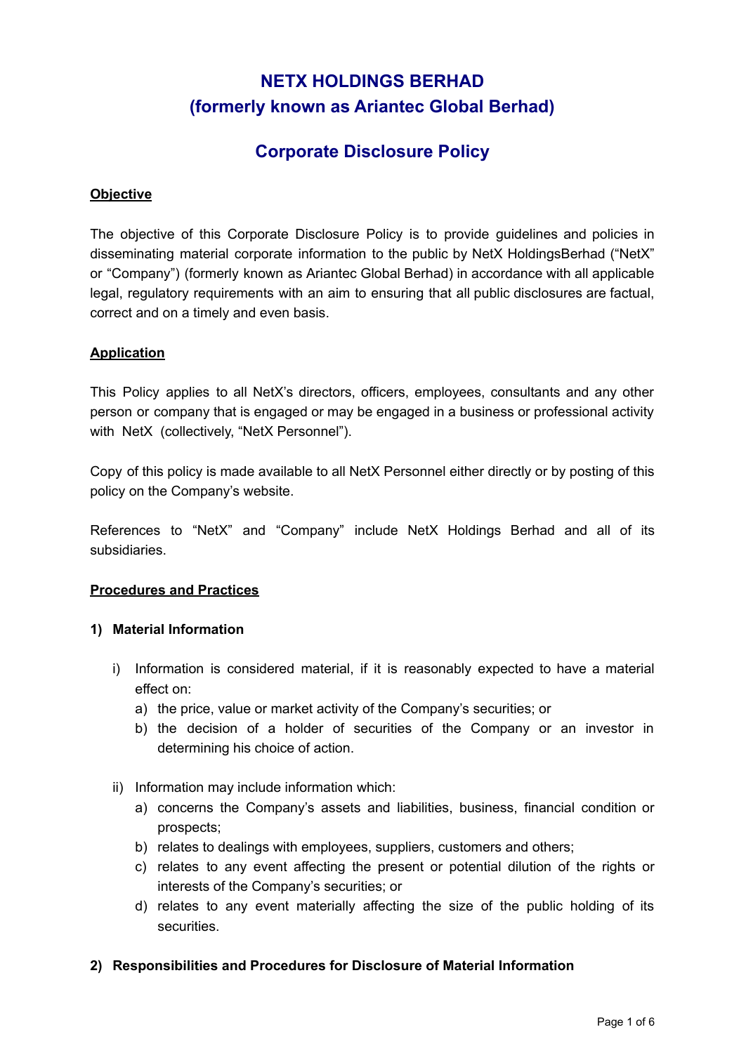# NETX HOLDINGS BERHAD
# (formerly known as Ariantec Global Berhad)

## Corporate Disclosure Policy

**Objective**

The objective of this Corporate Disclosure Policy is to provide guidelines and policies in disseminating material corporate information to the public by NetX HoldingsBerhad ("NetX" or "Company") (formerly known as Ariantec Global Berhad) in accordance with all applicable legal, regulatory requirements with an aim to ensuring that all public disclosures are factual, correct and on a timely and even basis.

**Application**

This Policy applies to all NetX's directors, officers, employees, consultants and any other person or company that is engaged or may be engaged in a business or professional activity with NetX (collectively, "NetX Personnel").

Copy of this policy is made available to all NetX Personnel either directly or by posting of this policy on the Company's website.

References to "NetX" and "Company" include NetX Holdings Berhad and all of its subsidiaries.

**Procedures and Practices**

**1) Material Information**

i) Information is considered material, if it is reasonably expected to have a material effect on:
   a) the price, value or market activity of the Company's securities; or
   b) the decision of a holder of securities of the Company or an investor in determining his choice of action.

ii) Information may include information which:
   a) concerns the Company's assets and liabilities, business, financial condition or prospects;
   b) relates to dealings with employees, suppliers, customers and others;
   c) relates to any event affecting the present or potential dilution of the rights or interests of the Company's securities; or
   d) relates to any event materially affecting the size of the public holding of its securities.

**2) Responsibilities and Procedures for Disclosure of Material Information**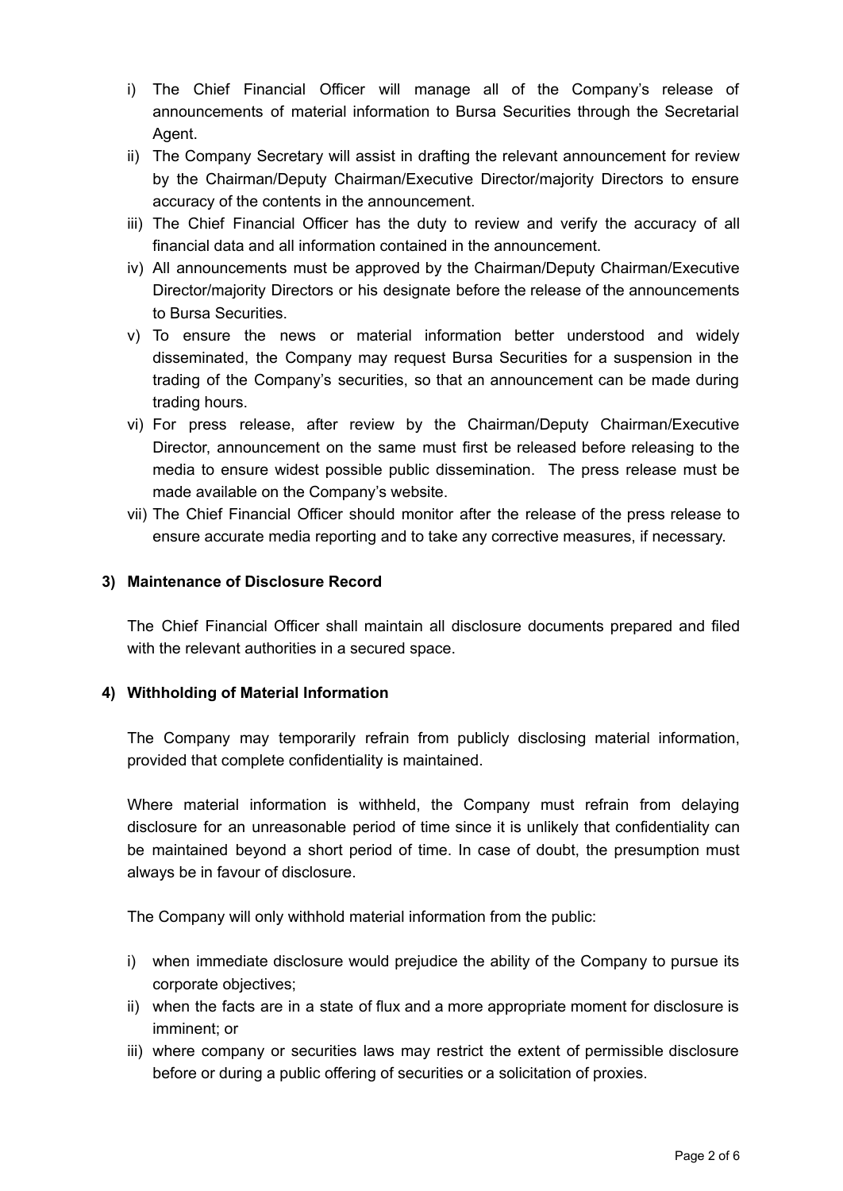i) The Chief Financial Officer will manage all of the Company's release of announcements of material information to Bursa Securities through the Secretarial Agent.
ii) The Company Secretary will assist in drafting the relevant announcement for review by the Chairman/Deputy Chairman/Executive Director/majority Directors to ensure accuracy of the contents in the announcement.
iii) The Chief Financial Officer has the duty to review and verify the accuracy of all financial data and all information contained in the announcement.
iv) All announcements must be approved by the Chairman/Deputy Chairman/Executive Director/majority Directors or his designate before the release of the announcements to Bursa Securities.
v) To ensure the news or material information better understood and widely disseminated, the Company may request Bursa Securities for a suspension in the trading of the Company's securities, so that an announcement can be made during trading hours.
vi) For press release, after review by the Chairman/Deputy Chairman/Executive Director, announcement on the same must first be released before releasing to the media to ensure widest possible public dissemination. The press release must be made available on the Company's website.
vii) The Chief Financial Officer should monitor after the release of the press release to ensure accurate media reporting and to take any corrective measures, if necessary.

**3) Maintenance of Disclosure Record**

The Chief Financial Officer shall maintain all disclosure documents prepared and filed with the relevant authorities in a secured space.

**4) Withholding of Material Information**

The Company may temporarily refrain from publicly disclosing material information, provided that complete confidentiality is maintained.

Where material information is withheld, the Company must refrain from delaying disclosure for an unreasonable period of time since it is unlikely that confidentiality can be maintained beyond a short period of time. In case of doubt, the presumption must always be in favour of disclosure.

The Company will only withhold material information from the public:

i) when immediate disclosure would prejudice the ability of the Company to pursue its corporate objectives;
ii) when the facts are in a state of flux and a more appropriate moment for disclosure is imminent; or
iii) where company or securities laws may restrict the extent of permissible disclosure before or during a public offering of securities or a solicitation of proxies.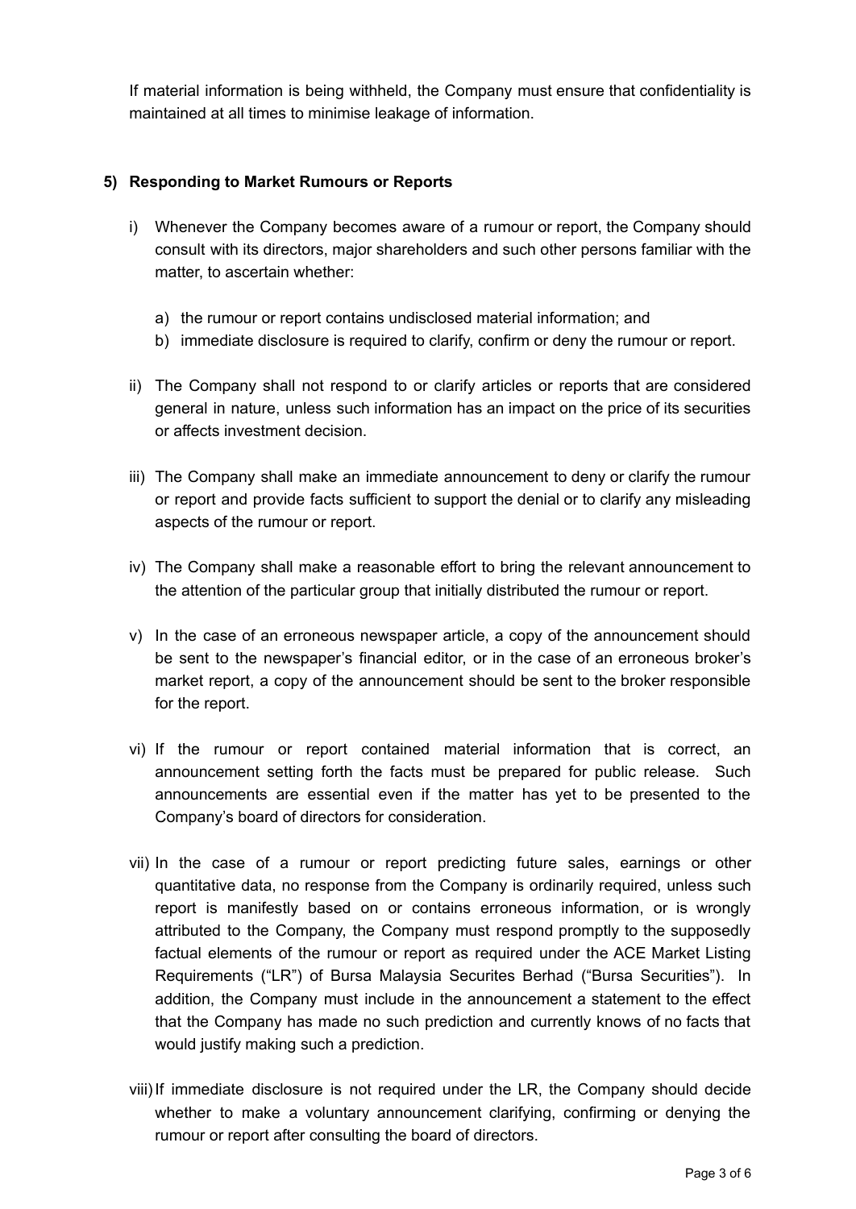If material information is being withheld, the Company must ensure that confidentiality is maintained at all times to minimise leakage of information.

**5) Responding to Market Rumours or Reports**

i) Whenever the Company becomes aware of a rumour or report, the Company should consult with its directors, major shareholders and such other persons familiar with the matter, to ascertain whether:

   a) the rumour or report contains undisclosed material information; and
   b) immediate disclosure is required to clarify, confirm or deny the rumour or report.

ii) The Company shall not respond to or clarify articles or reports that are considered general in nature, unless such information has an impact on the price of its securities or affects investment decision.

iii) The Company shall make an immediate announcement to deny or clarify the rumour or report and provide facts sufficient to support the denial or to clarify any misleading aspects of the rumour or report.

iv) The Company shall make a reasonable effort to bring the relevant announcement to the attention of the particular group that initially distributed the rumour or report.

v) In the case of an erroneous newspaper article, a copy of the announcement should be sent to the newspaper's financial editor, or in the case of an erroneous broker's market report, a copy of the announcement should be sent to the broker responsible for the report.

vi) If the rumour or report contained material information that is correct, an announcement setting forth the facts must be prepared for public release. Such announcements are essential even if the matter has yet to be presented to the Company's board of directors for consideration.

vii) In the case of a rumour or report predicting future sales, earnings or other quantitative data, no response from the Company is ordinarily required, unless such report is manifestly based on or contains erroneous information, or is wrongly attributed to the Company, the Company must respond promptly to the supposedly factual elements of the rumour or report as required under the ACE Market Listing Requirements ("LR") of Bursa Malaysia Securites Berhad ("Bursa Securities"). In addition, the Company must include in the announcement a statement to the effect that the Company has made no such prediction and currently knows of no facts that would justify making such a prediction.

viii) If immediate disclosure is not required under the LR, the Company should decide whether to make a voluntary announcement clarifying, confirming or denying the rumour or report after consulting the board of directors.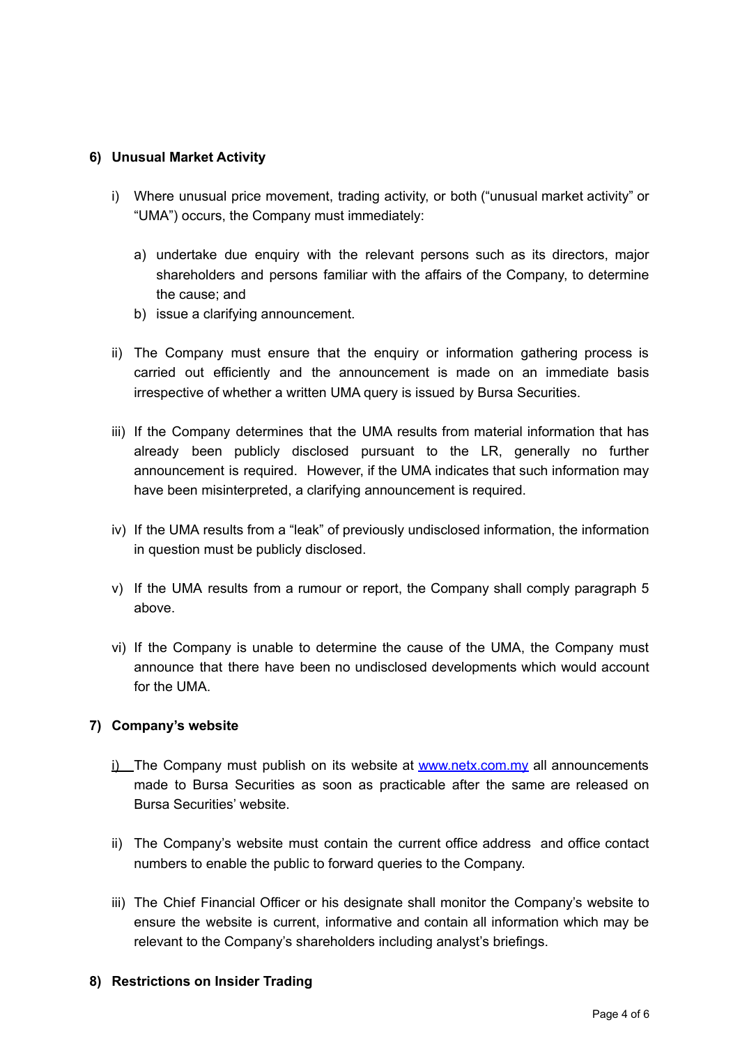## 6) Unusual Market Activity

i) Where unusual price movement, trading activity, or both ("unusual market activity" or "UMA") occurs, the Company must immediately:

   a) undertake due enquiry with the relevant persons such as its directors, major shareholders and persons familiar with the affairs of the Company, to determine the cause; and
   b) issue a clarifying announcement.

ii) The Company must ensure that the enquiry or information gathering process is carried out efficiently and the announcement is made on an immediate basis irrespective of whether a written UMA query is issued by Bursa Securities.

iii) If the Company determines that the UMA results from material information that has already been publicly disclosed pursuant to the LR, generally no further announcement is required. However, if the UMA indicates that such information may have been misinterpreted, a clarifying announcement is required.

iv) If the UMA results from a "leak" of previously undisclosed information, the information in question must be publicly disclosed.

v) If the UMA results from a rumour or report, the Company shall comply paragraph 5 above.

vi) If the Company is unable to determine the cause of the UMA, the Company must announce that there have been no undisclosed developments which would account for the UMA.

## 7) Company's website

i) The Company must publish on its website at [www.netx.com.my](www.netx.com.my) all announcements made to Bursa Securities as soon as practicable after the same are released on Bursa Securities' website.

ii) The Company's website must contain the current office address and office contact numbers to enable the public to forward queries to the Company.

iii) The Chief Financial Officer or his designate shall monitor the Company's website to ensure the website is current, informative and contain all information which may be relevant to the Company's shareholders including analyst's briefings.

## 8) Restrictions on Insider Trading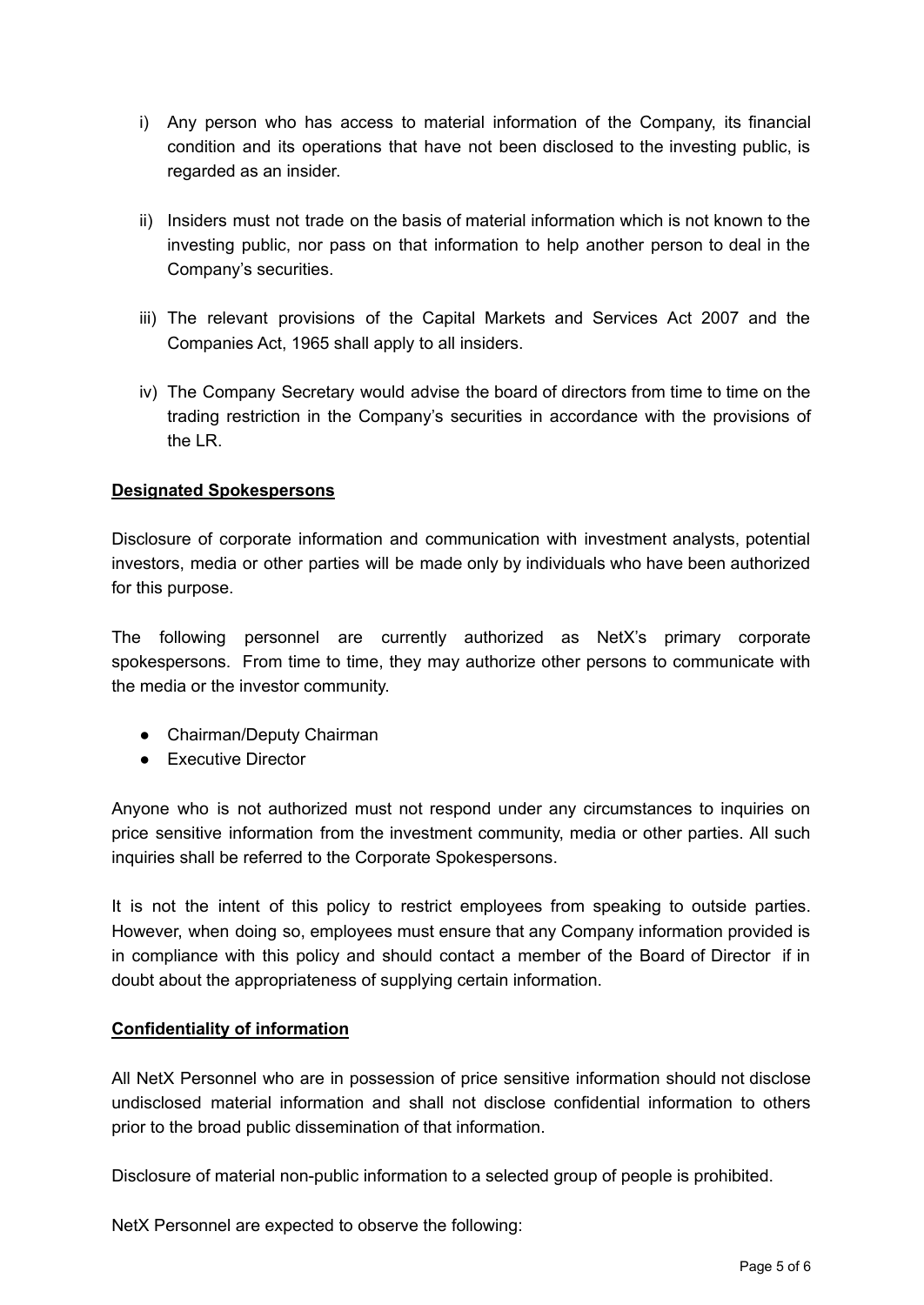i) Any person who has access to material information of the Company, its financial condition and its operations that have not been disclosed to the investing public, is regarded as an insider.

ii) Insiders must not trade on the basis of material information which is not known to the investing public, nor pass on that information to help another person to deal in the Company's securities.

iii) The relevant provisions of the Capital Markets and Services Act 2007 and the Companies Act, 1965 shall apply to all insiders.

iv) The Company Secretary would advise the board of directors from time to time on the trading restriction in the Company's securities in accordance with the provisions of the LR.

**<u>Designated Spokespersons</u>**

Disclosure of corporate information and communication with investment analysts, potential investors, media or other parties will be made only by individuals who have been authorized for this purpose.

The following personnel are currently authorized as NetX's primary corporate spokespersons. From time to time, they may authorize other persons to communicate with the media or the investor community.

- Chairman/Deputy Chairman
- Executive Director

Anyone who is not authorized must not respond under any circumstances to inquiries on price sensitive information from the investment community, media or other parties. All such inquiries shall be referred to the Corporate Spokespersons.

It is not the intent of this policy to restrict employees from speaking to outside parties. However, when doing so, employees must ensure that any Company information provided is in compliance with this policy and should contact a member of the Board of Director if in doubt about the appropriateness of supplying certain information.

**<u>Confidentiality of information</u>**

All NetX Personnel who are in possession of price sensitive information should not disclose undisclosed material information and shall not disclose confidential information to others prior to the broad public dissemination of that information.

Disclosure of material non-public information to a selected group of people is prohibited.

NetX Personnel are expected to observe the following: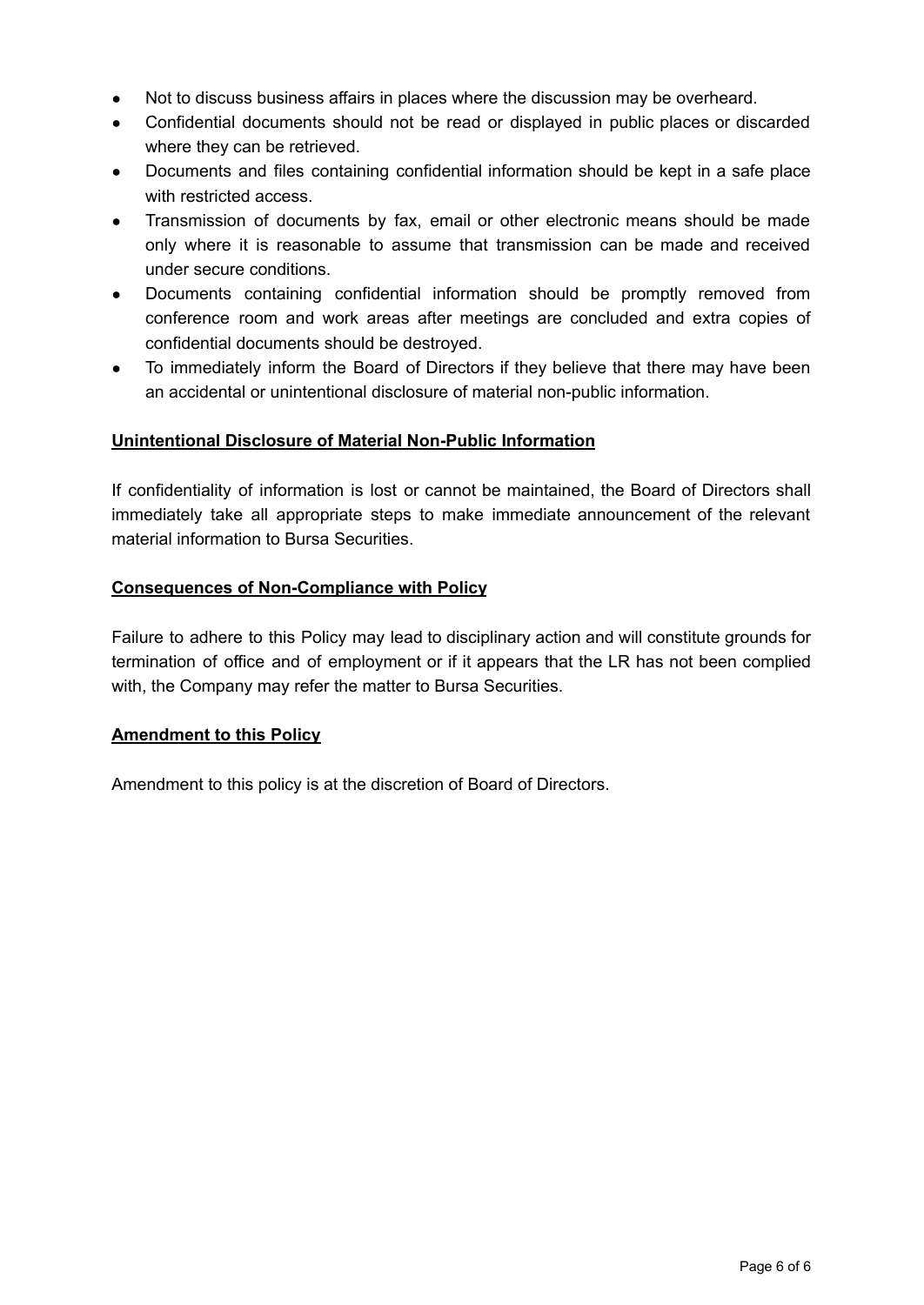- Not to discuss business affairs in places where the discussion may be overheard.
- Confidential documents should not be read or displayed in public places or discarded where they can be retrieved.
- Documents and files containing confidential information should be kept in a safe place with restricted access.
- Transmission of documents by fax, email or other electronic means should be made only where it is reasonable to assume that transmission can be made and received under secure conditions.
- Documents containing confidential information should be promptly removed from conference room and work areas after meetings are concluded and extra copies of confidential documents should be destroyed.
- To immediately inform the Board of Directors if they believe that there may have been an accidental or unintentional disclosure of material non-public information.

**Unintentional Disclosure of Material Non-Public Information**

If confidentiality of information is lost or cannot be maintained, the Board of Directors shall immediately take all appropriate steps to make immediate announcement of the relevant material information to Bursa Securities.

**Consequences of Non-Compliance with Policy**

Failure to adhere to this Policy may lead to disciplinary action and will constitute grounds for termination of office and of employment or if it appears that the LR has not been complied with, the Company may refer the matter to Bursa Securities.

**Amendment to this Policy**

Amendment to this policy is at the discretion of Board of Directors.